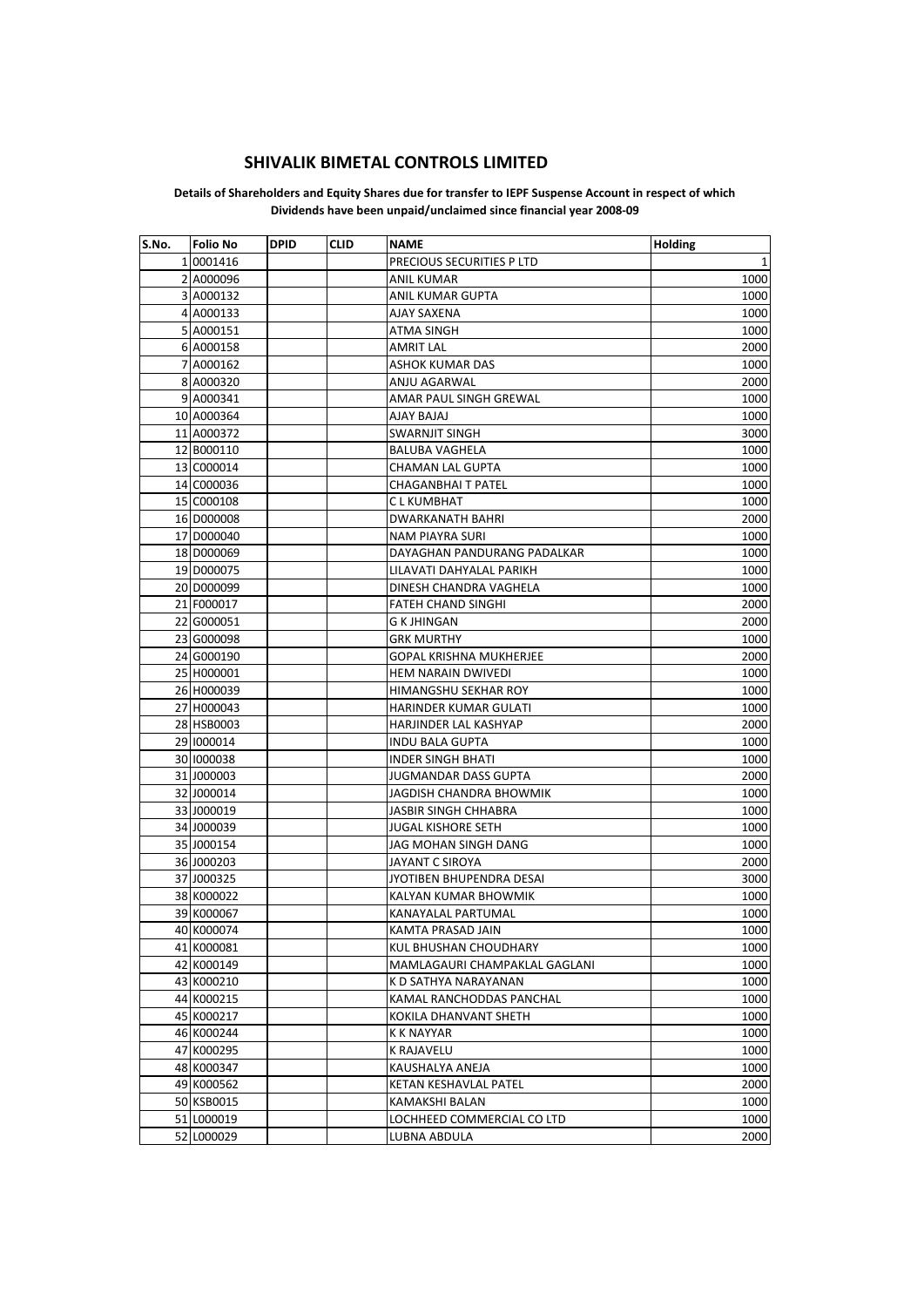# SHIVALIK BIMETAL CONTROLS LIMITED

**Details of Shareholders and Equity Shares due for transfer to IEPF Suspense Account in respect of which Dividends have been unpaid/unclaimed since financial year 2008-09**

| S.No. | Folio No | DPID | CLID | NAME | Holding |
|---|---|---|---|---|---|
| 1 | 0001416 | | | PRECIOUS SECURITIES P LTD | 1 |
| 2 | A000096 | | | ANIL KUMAR | 1000 |
| 3 | A000132 | | | ANIL KUMAR GUPTA | 1000 |
| 4 | A000133 | | | AJAY SAXENA | 1000 |
| 5 | A000151 | | | ATMA SINGH | 1000 |
| 6 | A000158 | | | AMRIT LAL | 2000 |
| 7 | A000162 | | | ASHOK KUMAR DAS | 1000 |
| 8 | A000320 | | | ANJU AGARWAL | 2000 |
| 9 | A000341 | | | AMAR PAUL SINGH GREWAL | 1000 |
| 10 | A000364 | | | AJAY BAJAJ | 1000 |
| 11 | A000372 | | | SWARNJIT SINGH | 3000 |
| 12 | B000110 | | | BALUBA VAGHELA | 1000 |
| 13 | C000014 | | | CHAMAN LAL GUPTA | 1000 |
| 14 | C000036 | | | CHAGANBHAI T PATEL | 1000 |
| 15 | C000108 | | | C L KUMBHAT | 1000 |
| 16 | D000008 | | | DWARKANATH BAHRI | 2000 |
| 17 | D000040 | | | NAM PIAYRA SURI | 1000 |
| 18 | D000069 | | | DAYAGHAN PANDURANG PADALKAR | 1000 |
| 19 | D000075 | | | LILAVATI DAHYALAL PARIKH | 1000 |
| 20 | D000099 | | | DINESH CHANDRA VAGHELA | 1000 |
| 21 | F000017 | | | FATEH CHAND SINGHI | 2000 |
| 22 | G000051 | | | G K JHINGAN | 2000 |
| 23 | G000098 | | | GRK MURTHY | 1000 |
| 24 | G000190 | | | GOPAL KRISHNA MUKHERJEE | 2000 |
| 25 | H000001 | | | HEM NARAIN DWIVEDI | 1000 |
| 26 | H000039 | | | HIMANGSHU SEKHAR ROY | 1000 |
| 27 | H000043 | | | HARINDER KUMAR GULATI | 1000 |
| 28 | HSB0003 | | | HARJINDER LAL KASHYAP | 2000 |
| 29 | I000014 | | | INDU BALA GUPTA | 1000 |
| 30 | I000038 | | | INDER SINGH BHATI | 1000 |
| 31 | J000003 | | | JUGMANDAR DASS GUPTA | 2000 |
| 32 | J000014 | | | JAGDISH CHANDRA BHOWMIK | 1000 |
| 33 | J000019 | | | JASBIR SINGH CHHABRA | 1000 |
| 34 | J000039 | | | JUGAL KISHORE SETH | 1000 |
| 35 | J000154 | | | JAG MOHAN SINGH DANG | 1000 |
| 36 | J000203 | | | JAYANT C SIROYA | 2000 |
| 37 | J000325 | | | JYOTIBEN BHUPENDRA DESAI | 3000 |
| 38 | K000022 | | | KALYAN KUMAR BHOWMIK | 1000 |
| 39 | K000067 | | | KANAYALAL PARTUMAL | 1000 |
| 40 | K000074 | | | KAMTA PRASAD JAIN | 1000 |
| 41 | K000081 | | | KUL BHUSHAN CHOUDHARY | 1000 |
| 42 | K000149 | | | MAMLAGAURI CHAMPAKLAL GAGLANI | 1000 |
| 43 | K000210 | | | K D SATHYA NARAYANAN | 1000 |
| 44 | K000215 | | | KAMAL RANCHODDAS PANCHAL | 1000 |
| 45 | K000217 | | | KOKILA DHANVANT SHETH | 1000 |
| 46 | K000244 | | | K K NAYYAR | 1000 |
| 47 | K000295 | | | K RAJAVELU | 1000 |
| 48 | K000347 | | | KAUSHALYA ANEJA | 1000 |
| 49 | K000562 | | | KETAN KESHAVLAL PATEL | 2000 |
| 50 | KSB0015 | | | KAMAKSHI BALAN | 1000 |
| 51 | L000019 | | | LOCHHEED COMMERCIAL CO LTD | 1000 |
| 52 | L000029 | | | LUBNA ABDULA | 2000 |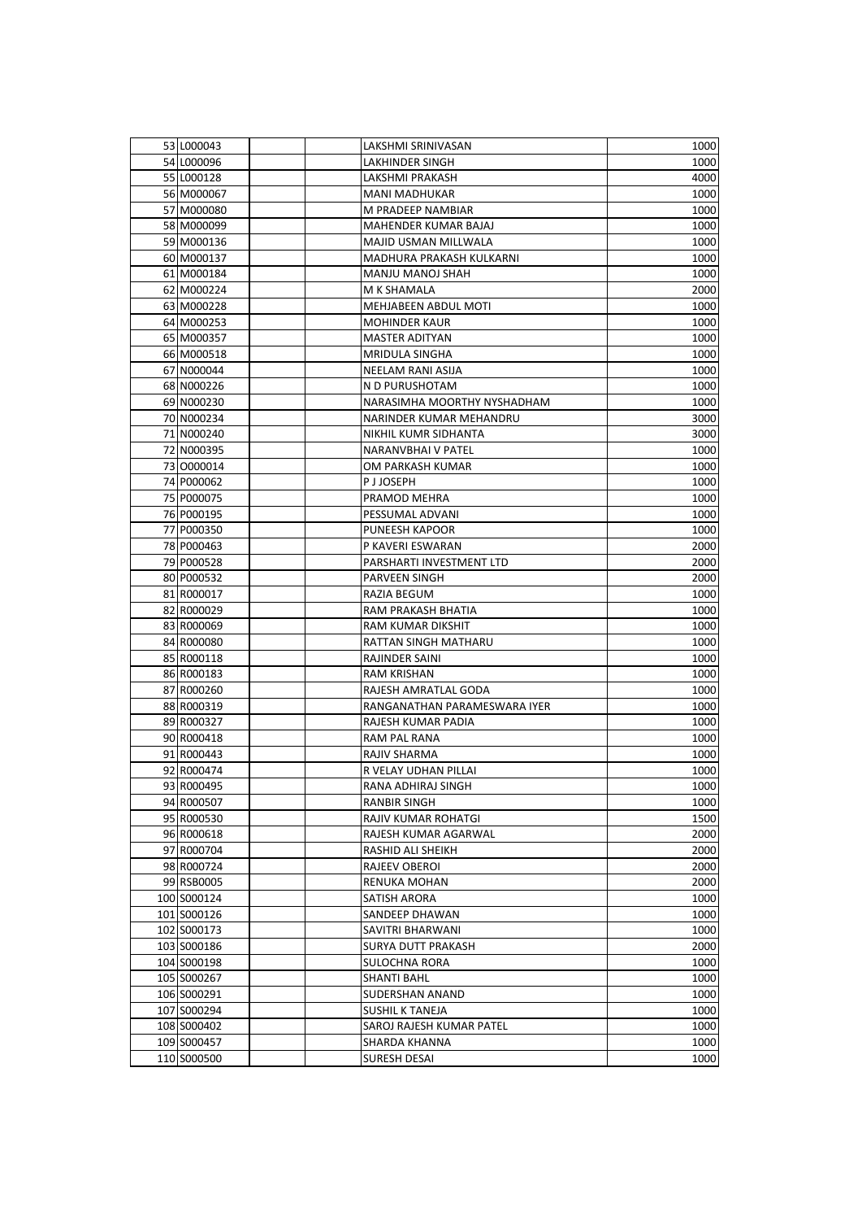| | | | | | |
|---|---|---|---|---|---|
| 53 | L000043 | | | LAKSHMI SRINIVASAN | 1000 |
| 54 | L000096 | | | LAKHINDER SINGH | 1000 |
| 55 | L000128 | | | LAKSHMI PRAKASH | 4000 |
| 56 | M000067 | | | MANI MADHUKAR | 1000 |
| 57 | M000080 | | | M PRADEEP NAMBIAR | 1000 |
| 58 | M000099 | | | MAHENDER KUMAR BAJAJ | 1000 |
| 59 | M000136 | | | MAJID USMAN MILLWALA | 1000 |
| 60 | M000137 | | | MADHURA PRAKASH KULKARNI | 1000 |
| 61 | M000184 | | | MANJU MANOJ SHAH | 1000 |
| 62 | M000224 | | | M K SHAMALA | 2000 |
| 63 | M000228 | | | MEHJABEEN ABDUL MOTI | 1000 |
| 64 | M000253 | | | MOHINDER KAUR | 1000 |
| 65 | M000357 | | | MASTER ADITYAN | 1000 |
| 66 | M000518 | | | MRIDULA SINGHA | 1000 |
| 67 | N000044 | | | NEELAM RANI ASIJA | 1000 |
| 68 | N000226 | | | N D PURUSHOTAM | 1000 |
| 69 | N000230 | | | NARASIMHA MOORTHY NYSHADHAM | 1000 |
| 70 | N000234 | | | NARINDER KUMAR MEHANDRU | 3000 |
| 71 | N000240 | | | NIKHIL KUMR SIDHANTA | 3000 |
| 72 | N000395 | | | NARANVBHAI V PATEL | 1000 |
| 73 | O000014 | | | OM PARKASH KUMAR | 1000 |
| 74 | P000062 | | | P J JOSEPH | 1000 |
| 75 | P000075 | | | PRAMOD MEHRA | 1000 |
| 76 | P000195 | | | PESSUMAL ADVANI | 1000 |
| 77 | P000350 | | | PUNEESH KAPOOR | 1000 |
| 78 | P000463 | | | P KAVERI ESWARAN | 2000 |
| 79 | P000528 | | | PARSHARTI INVESTMENT LTD | 2000 |
| 80 | P000532 | | | PARVEEN SINGH | 2000 |
| 81 | R000017 | | | RAZIA BEGUM | 1000 |
| 82 | R000029 | | | RAM PRAKASH BHATIA | 1000 |
| 83 | R000069 | | | RAM KUMAR DIKSHIT | 1000 |
| 84 | R000080 | | | RATTAN SINGH MATHARU | 1000 |
| 85 | R000118 | | | RAJINDER SAINI | 1000 |
| 86 | R000183 | | | RAM KRISHAN | 1000 |
| 87 | R000260 | | | RAJESH AMRATLAL GODA | 1000 |
| 88 | R000319 | | | RANGANATHAN PARAMESWARA IYER | 1000 |
| 89 | R000327 | | | RAJESH KUMAR PADIA | 1000 |
| 90 | R000418 | | | RAM PAL RANA | 1000 |
| 91 | R000443 | | | RAJIV SHARMA | 1000 |
| 92 | R000474 | | | R VELAY UDHAN PILLAI | 1000 |
| 93 | R000495 | | | RANA ADHIRAJ SINGH | 1000 |
| 94 | R000507 | | | RANBIR SINGH | 1000 |
| 95 | R000530 | | | RAJIV KUMAR ROHATGI | 1500 |
| 96 | R000618 | | | RAJESH KUMAR AGARWAL | 2000 |
| 97 | R000704 | | | RASHID ALI SHEIKH | 2000 |
| 98 | R000724 | | | RAJEEV OBEROI | 2000 |
| 99 | RSB0005 | | | RENUKA MOHAN | 2000 |
| 100 | S000124 | | | SATISH ARORA | 1000 |
| 101 | S000126 | | | SANDEEP DHAWAN | 1000 |
| 102 | S000173 | | | SAVITRI BHARWANI | 1000 |
| 103 | S000186 | | | SURYA DUTT PRAKASH | 2000 |
| 104 | S000198 | | | SULOCHNA RORA | 1000 |
| 105 | S000267 | | | SHANTI BAHL | 1000 |
| 106 | S000291 | | | SUDERSHAN ANAND | 1000 |
| 107 | S000294 | | | SUSHIL K TANEJA | 1000 |
| 108 | S000402 | | | SAROJ RAJESH KUMAR PATEL | 1000 |
| 109 | S000457 | | | SHARDA KHANNA | 1000 |
| 110 | S000500 | | | SURESH DESAI | 1000 |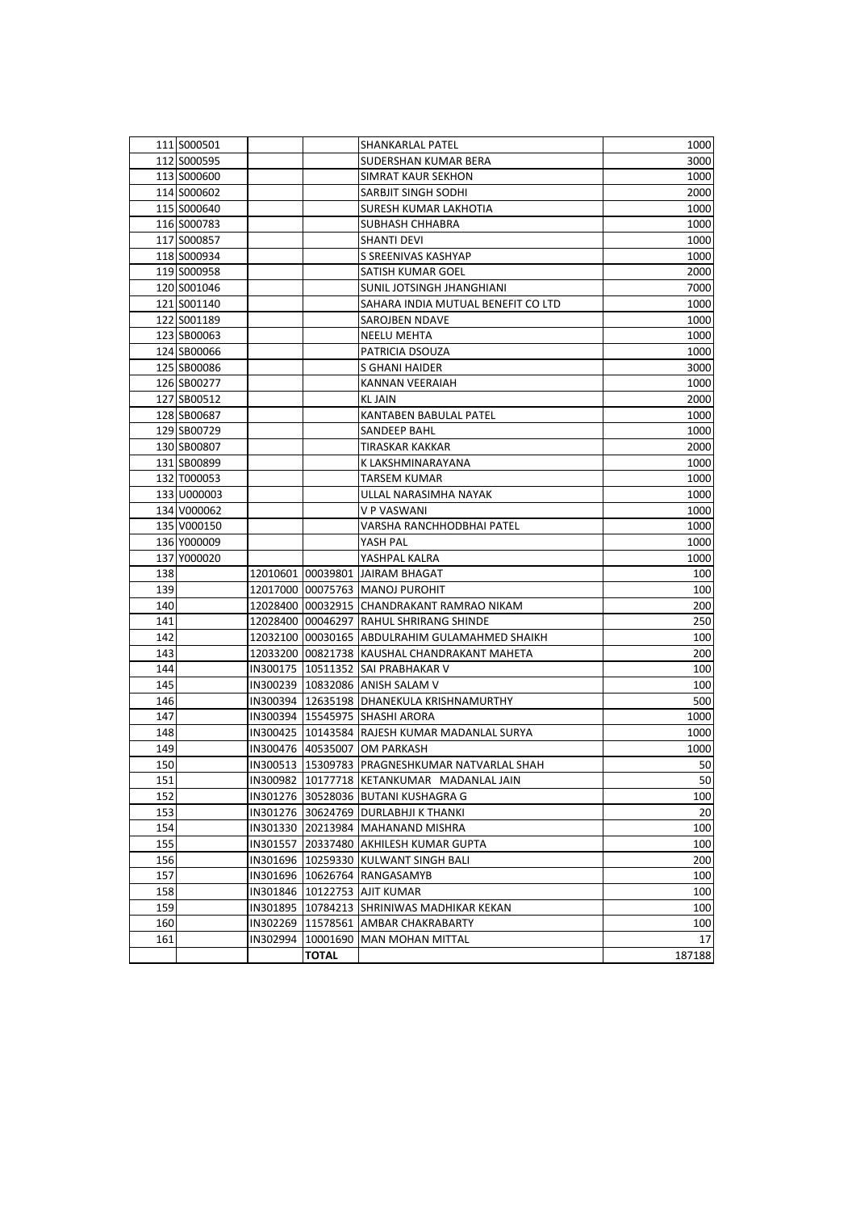| | | | | | |
|---|---|---|---|---|---|
| 111 | S000501 | | | SHANKARLAL PATEL | 1000 |
| 112 | S000595 | | | SUDERSHAN KUMAR BERA | 3000 |
| 113 | S000600 | | | SIMRAT KAUR SEKHON | 1000 |
| 114 | S000602 | | | SARBJIT SINGH SODHI | 2000 |
| 115 | S000640 | | | SURESH KUMAR LAKHOTIA | 1000 |
| 116 | S000783 | | | SUBHASH CHHABRA | 1000 |
| 117 | S000857 | | | SHANTI DEVI | 1000 |
| 118 | S000934 | | | S SREENIVAS KASHYAP | 1000 |
| 119 | S000958 | | | SATISH KUMAR GOEL | 2000 |
| 120 | S001046 | | | SUNIL JOTSINGH JHANGHIANI | 7000 |
| 121 | S001140 | | | SAHARA INDIA MUTUAL BENEFIT CO LTD | 1000 |
| 122 | S001189 | | | SAROJBEN NDAVE | 1000 |
| 123 | SB00063 | | | NEELU MEHTA | 1000 |
| 124 | SB00066 | | | PATRICIA DSOUZA | 1000 |
| 125 | SB00086 | | | S GHANI HAIDER | 3000 |
| 126 | SB00277 | | | KANNAN VEERAIAH | 1000 |
| 127 | SB00512 | | | KL JAIN | 2000 |
| 128 | SB00687 | | | KANTABEN BABULAL PATEL | 1000 |
| 129 | SB00729 | | | SANDEEP BAHL | 1000 |
| 130 | SB00807 | | | TIRASKAR KAKKAR | 2000 |
| 131 | SB00899 | | | K LAKSHMINARAYANA | 1000 |
| 132 | T000053 | | | TARSEM KUMAR | 1000 |
| 133 | U000003 | | | ULLAL NARASIMHA NAYAK | 1000 |
| 134 | V000062 | | | V P VASWANI | 1000 |
| 135 | V000150 | | | VARSHA RANCHHODBHAI PATEL | 1000 |
| 136 | Y000009 | | | YASH PAL | 1000 |
| 137 | Y000020 | | | YASHPAL KALRA | 1000 |
| 138 | | 12010601 | 00039801 | JAIRAM BHAGAT | 100 |
| 139 | | 12017000 | 00075763 | MANOJ PUROHIT | 100 |
| 140 | | 12028400 | 00032915 | CHANDRAKANT RAMRAO NIKAM | 200 |
| 141 | | 12028400 | 00046297 | RAHUL SHRIRANG SHINDE | 250 |
| 142 | | 12032100 | 00030165 | ABDULRAHIM GULAMAHMED SHAIKH | 100 |
| 143 | | 12033200 | 00821738 | KAUSHAL CHANDRAKANT MAHETA | 200 |
| 144 | | IN300175 | 10511352 | SAI PRABHAKAR V | 100 |
| 145 | | IN300239 | 10832086 | ANISH SALAM V | 100 |
| 146 | | IN300394 | 12635198 | DHANEKULA KRISHNAMURTHY | 500 |
| 147 | | IN300394 | 15545975 | SHASHI ARORA | 1000 |
| 148 | | IN300425 | 10143584 | RAJESH KUMAR MADANLAL SURYA | 1000 |
| 149 | | IN300476 | 40535007 | OM PARKASH | 1000 |
| 150 | | IN300513 | 15309783 | PRAGNESHKUMAR NATVARLAL SHAH | 50 |
| 151 | | IN300982 | 10177718 | KETANKUMAR MADANLAL JAIN | 50 |
| 152 | | IN301276 | 30528036 | BUTANI KUSHAGRA G | 100 |
| 153 | | IN301276 | 30624769 | DURLABHJI K THANKI | 20 |
| 154 | | IN301330 | 20213984 | MAHANAND MISHRA | 100 |
| 155 | | IN301557 | 20337480 | AKHILESH KUMAR GUPTA | 100 |
| 156 | | IN301696 | 10259330 | KULWANT SINGH BALI | 200 |
| 157 | | IN301696 | 10626764 | RANGASAMYB | 100 |
| 158 | | IN301846 | 10122753 | AJIT KUMAR | 100 |
| 159 | | IN301895 | 10784213 | SHRINIWAS MADHIKAR KEKAN | 100 |
| 160 | | IN302269 | 11578561 | AMBAR CHAKRABARTY | 100 |
| 161 | | IN302994 | 10001690 | MAN MOHAN MITTAL | 17 |
| | | | TOTAL | | 187188 |